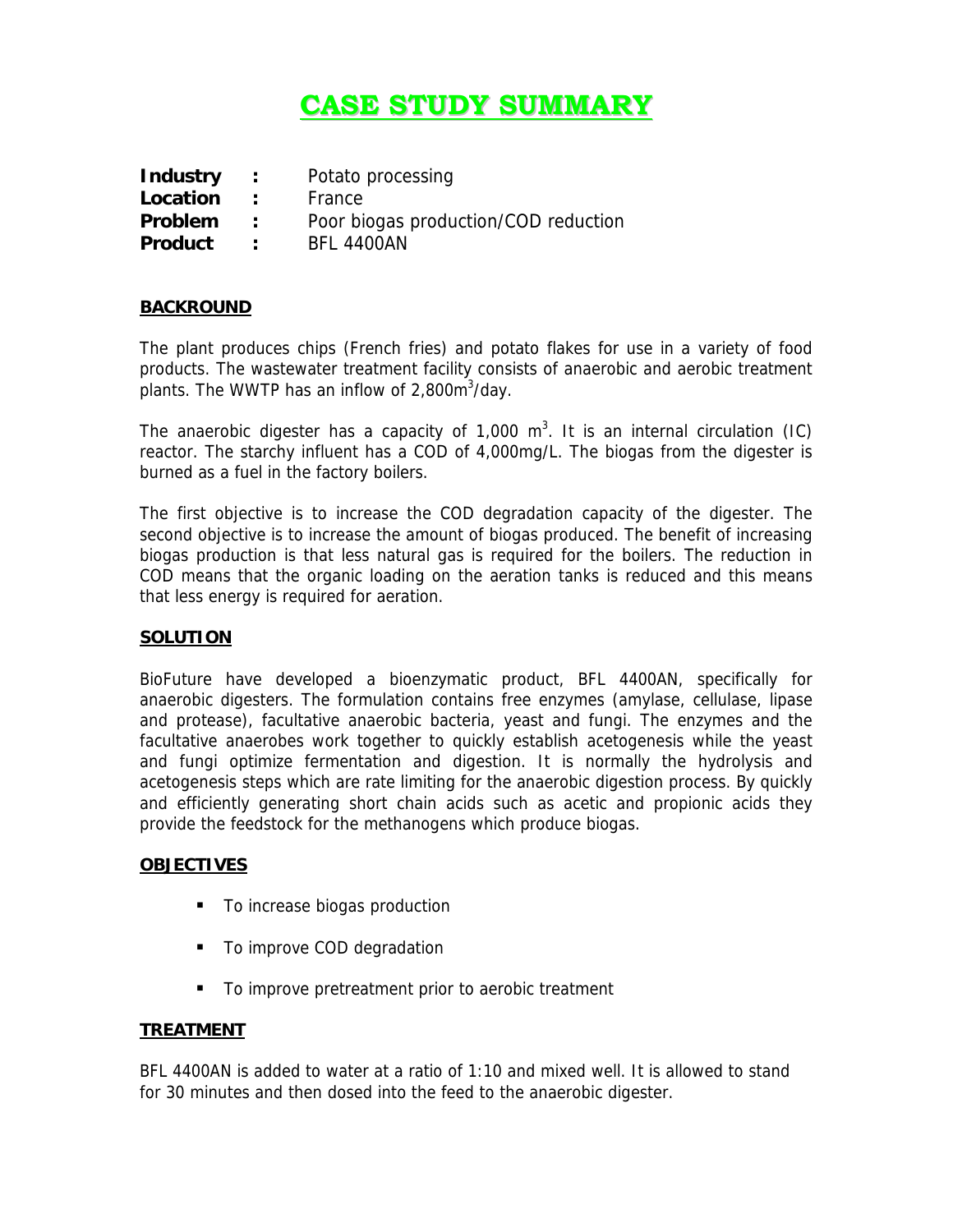# CASE STUDY SUMMARY

**Industry** : Potato processing
**Location** : France
**Problem** : Poor biogas production/COD reduction
**Product** : BFL 4400AN

## BACKROUND

The plant produces chips (French fries) and potato flakes for use in a variety of food products. The wastewater treatment facility consists of anaerobic and aerobic treatment plants. The WWTP has an inflow of 2,800m$^3$/day.

The anaerobic digester has a capacity of 1,000 m$^3$. It is an internal circulation (IC) reactor. The starchy influent has a COD of 4,000mg/L. The biogas from the digester is burned as a fuel in the factory boilers.

The first objective is to increase the COD degradation capacity of the digester. The second objective is to increase the amount of biogas produced. The benefit of increasing biogas production is that less natural gas is required for the boilers. The reduction in COD means that the organic loading on the aeration tanks is reduced and this means that less energy is required for aeration.

## SOLUTION

BioFuture have developed a bioenzymatic product, BFL 4400AN, specifically for anaerobic digesters. The formulation contains free enzymes (amylase, cellulase, lipase and protease), facultative anaerobic bacteria, yeast and fungi. The enzymes and the facultative anaerobes work together to quickly establish acetogenesis while the yeast and fungi optimize fermentation and digestion. It is normally the hydrolysis and acetogenesis steps which are rate limiting for the anaerobic digestion process. By quickly and efficiently generating short chain acids such as acetic and propionic acids they provide the feedstock for the methanogens which produce biogas.

## OBJECTIVES

- To increase biogas production
- To improve COD degradation
- To improve pretreatment prior to aerobic treatment

## TREATMENT

BFL 4400AN is added to water at a ratio of 1:10 and mixed well. It is allowed to stand for 30 minutes and then dosed into the feed to the anaerobic digester.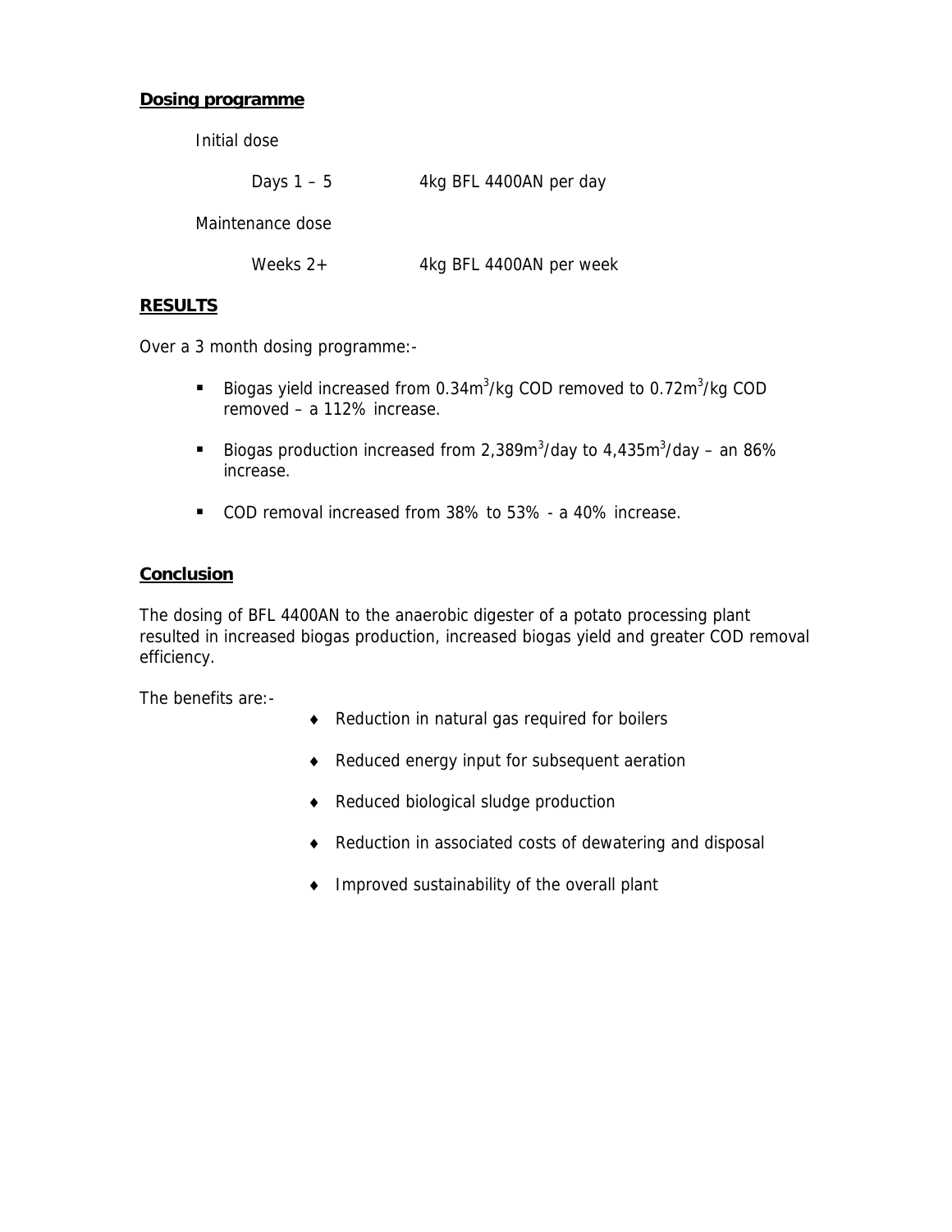**Dosing programme**

Initial dose

Days 1 – 5 4kg BFL 4400AN per day

Maintenance dose

Weeks 2+ 4kg BFL 4400AN per week

**RESULTS**

Over a 3 month dosing programme:-

- Biogas yield increased from 0.34$m^3$/kg COD removed to 0.72$m^3$/kg COD removed – a 112% increase.
- Biogas production increased from 2,389$m^3$/day to 4,435$m^3$/day – an 86% increase.
- COD removal increased from 38% to 53% - a 40% increase.

**Conclusion**

The dosing of BFL 4400AN to the anaerobic digester of a potato processing plant resulted in increased biogas production, increased biogas yield and greater COD removal efficiency.

The benefits are:-

- Reduction in natural gas required for boilers
- Reduced energy input for subsequent aeration
- Reduced biological sludge production
- Reduction in associated costs of dewatering and disposal
- Improved sustainability of the overall plant